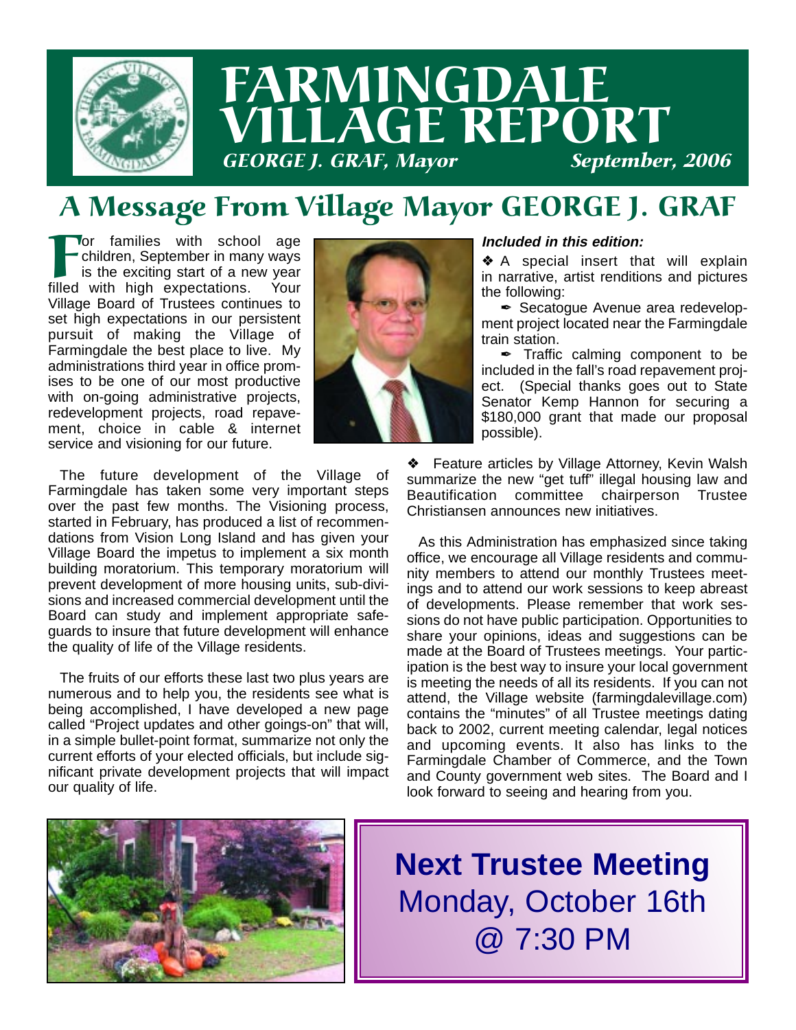# FARMINGDALE VILLAGE REPORT

*GEORGE J. GRAF, Mayor* *September, 2006*

## A Message From Village Mayor GEORGE J. GRAF

For families with school age children, September in many ways is the exciting start of a new year filled with high expectations. Your Village Board of Trustees continues to set high expectations in our persistent pursuit of making the Village of Farmingdale the best place to live. My administrations third year in office promises to be one of our most productive with on-going administrative projects, redevelopment projects, road repavement, choice in cable & internet service and visioning for our future.

The future development of the Village of Farmingdale has taken some very important steps over the past few months. The Visioning process, started in February, has produced a list of recommendations from Vision Long Island and has given your Village Board the impetus to implement a six month building moratorium. This temporary moratorium will prevent development of more housing units, sub-divisions and increased commercial development until the Board can study and implement appropriate safeguards to insure that future development will enhance the quality of life of the Village residents.

The fruits of our efforts these last two plus years are numerous and to help you, the residents see what is being accomplished, I have developed a new page called "Project updates and other goings-on" that will, in a simple bullet-point format, summarize not only the current efforts of your elected officials, but include significant private development projects that will impact our quality of life.

***Included in this edition:***

❖ A special insert that will explain in narrative, artist renditions and pictures the following:

- Secatogue Avenue area redevelopment project located near the Farmingdale train station.
- Traffic calming component to be included in the fall's road repavement project. (Special thanks goes out to State Senator Kemp Hannon for securing a $180,000 grant that made our proposal possible).

❖ Feature articles by Village Attorney, Kevin Walsh summarize the new "get tuff" illegal housing law and Beautification committee chairperson Trustee Christiansen announces new initiatives.

As this Administration has emphasized since taking office, we encourage all Village residents and community members to attend our monthly Trustees meetings and to attend our work sessions to keep abreast of developments. Please remember that work sessions do not have public participation. Opportunities to share your opinions, ideas and suggestions can be made at the Board of Trustees meetings. Your participation is the best way to insure your local government is meeting the needs of all its residents. If you can not attend, the Village website (farmingdalevillage.com) contains the "minutes" of all Trustee meetings dating back to 2002, current meeting calendar, legal notices and upcoming events. It also has links to the Farmingdale Chamber of Commerce, and the Town and County government web sites. The Board and I look forward to seeing and hearing from you.

**Next Trustee Meeting**
Monday, October 16th
@ 7:30 PM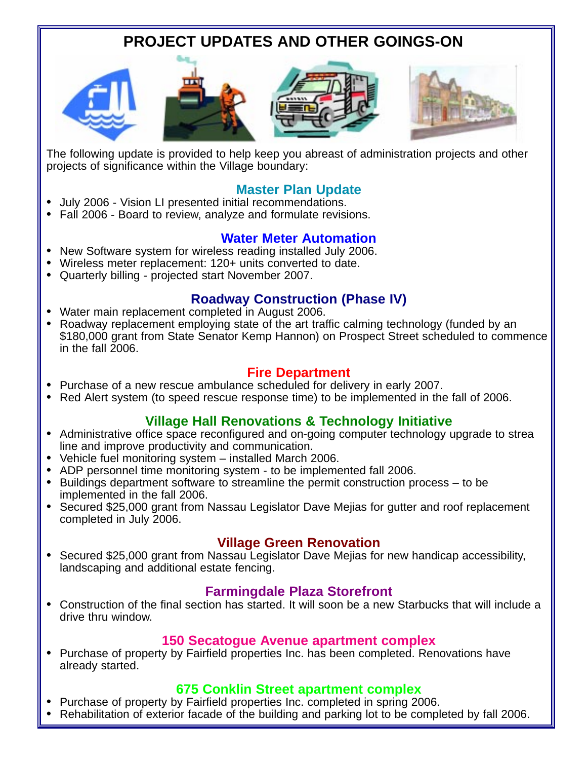# PROJECT UPDATES AND OTHER GOINGS-ON

The following update is provided to help keep you abreast of administration projects and other projects of significance within the Village boundary:

## Master Plan Update

- July 2006 - Vision LI presented initial recommendations.
- Fall 2006 - Board to review, analyze and formulate revisions.

## Water Meter Automation

- New Software system for wireless reading installed July 2006.
- Wireless meter replacement: 120+ units converted to date.
- Quarterly billing - projected start November 2007.

## Roadway Construction (Phase IV)

- Water main replacement completed in August 2006.
- Roadway replacement employing state of the art traffic calming technology (funded by an $180,000 grant from State Senator Kemp Hannon) on Prospect Street scheduled to commence in the fall 2006.

## Fire Department

- Purchase of a new rescue ambulance scheduled for delivery in early 2007.
- Red Alert system (to speed rescue response time) to be implemented in the fall of 2006.

## Village Hall Renovations & Technology Initiative

- Administrative office space reconfigured and on-going computer technology upgrade to strea line and improve productivity and communication.
- Vehicle fuel monitoring system – installed March 2006.
- ADP personnel time monitoring system - to be implemented fall 2006.
- Buildings department software to streamline the permit construction process – to be implemented in the fall 2006.
- Secured $25,000 grant from Nassau Legislator Dave Mejias for gutter and roof replacement completed in July 2006.

## Village Green Renovation

- Secured $25,000 grant from Nassau Legislator Dave Mejias for new handicap accessibility, landscaping and additional estate fencing.

## Farmingdale Plaza Storefront

- Construction of the final section has started. It will soon be a new Starbucks that will include a drive thru window.

## 150 Secatogue Avenue apartment complex

- Purchase of property by Fairfield properties Inc. has been completed. Renovations have already started.

## 675 Conklin Street apartment complex

- Purchase of property by Fairfield properties Inc. completed in spring 2006.
- Rehabilitation of exterior facade of the building and parking lot to be completed by fall 2006.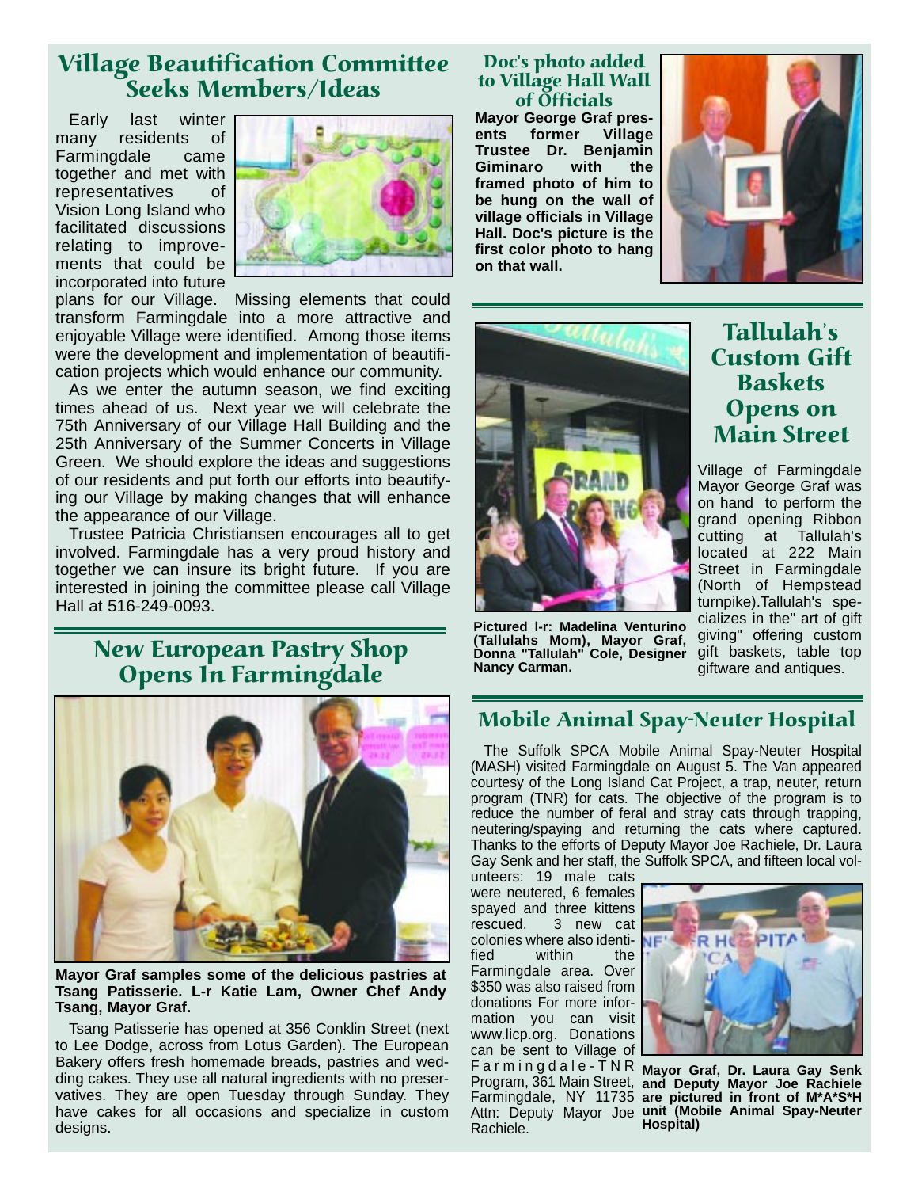## Village Beautification Committee Seeks Members/Ideas

Early last winter many residents of Farmingdale came together and met with representatives of Vision Long Island who facilitated discussions relating to improvements that could be incorporated into future plans for our Village. Missing elements that could transform Farmingdale into a more attractive and enjoyable Village were identified. Among those items were the development and implementation of beautification projects which would enhance our community.

As we enter the autumn season, we find exciting times ahead of us. Next year we will celebrate the 75th Anniversary of our Village Hall Building and the 25th Anniversary of the Summer Concerts in Village Green. We should explore the ideas and suggestions of our residents and put forth our efforts into beautifying our Village by making changes that will enhance the appearance of our Village.

Trustee Patricia Christiansen encourages all to get involved. Farmingdale has a very proud history and together we can insure its bright future. If you are interested in joining the committee please call Village Hall at 516-249-0093.

## New European Pastry Shop Opens In Farmingdale

**Mayor Graf samples some of the delicious pastries at Tsang Patisserie. L-r Katie Lam, Owner Chef Andy Tsang, Mayor Graf.**

Tsang Patisserie has opened at 356 Conklin Street (next to Lee Dodge, across from Lotus Garden). The European Bakery offers fresh homemade breads, pastries and wedding cakes. They use all natural ingredients with no preservatives. They are open Tuesday through Sunday. They have cakes for all occasions and specialize in custom designs.

## Doc's photo added to Village Hall Wall of Officials

**Mayor George Graf presents former Village Trustee Dr. Benjamin Giminaro with the framed photo of him to be hung on the wall of village officials in Village Hall. Doc's picture is the first color photo to hang on that wall.**

## Tallulah's Custom Gift Baskets Opens on Main Street

**Pictured l-r: Madelina Venturino (Tallulahs Mom), Mayor Graf, Donna "Tallulah" Cole, Designer Nancy Carman.**

Village of Farmingdale Mayor George Graf was on hand to perform the grand opening Ribbon cutting at Tallulah's located at 222 Main Street in Farmingdale (North of Hempstead turnpike).Tallulah's specializes in the" art of gift giving" offering custom gift baskets, table top giftware and antiques.

## Mobile Animal Spay-Neuter Hospital

The Suffolk SPCA Mobile Animal Spay-Neuter Hospital (MASH) visited Farmingdale on August 5. The Van appeared courtesy of the Long Island Cat Project, a trap, neuter, return program (TNR) for cats. The objective of the program is to reduce the number of feral and stray cats through trapping, neutering/spaying and returning the cats where captured. Thanks to the efforts of Deputy Mayor Joe Rachiele, Dr. Laura Gay Senk and her staff, the Suffolk SPCA, and fifteen local volunteers: 19 male cats were neutered, 6 females spayed and three kittens rescued. 3 new cat colonies where also identified within the Farmingdale area. Over $350 was also raised from donations For more information you can visit www.licp.org. Donations can be sent to Village of Farmingdale-TNR Program, 361 Main Street, Farmingdale, NY 11735 Attn: Deputy Mayor Joe Rachiele.

**Mayor Graf, Dr. Laura Gay Senk and Deputy Mayor Joe Rachiele are pictured in front of M*A*S*H unit (Mobile Animal Spay-Neuter Hospital)**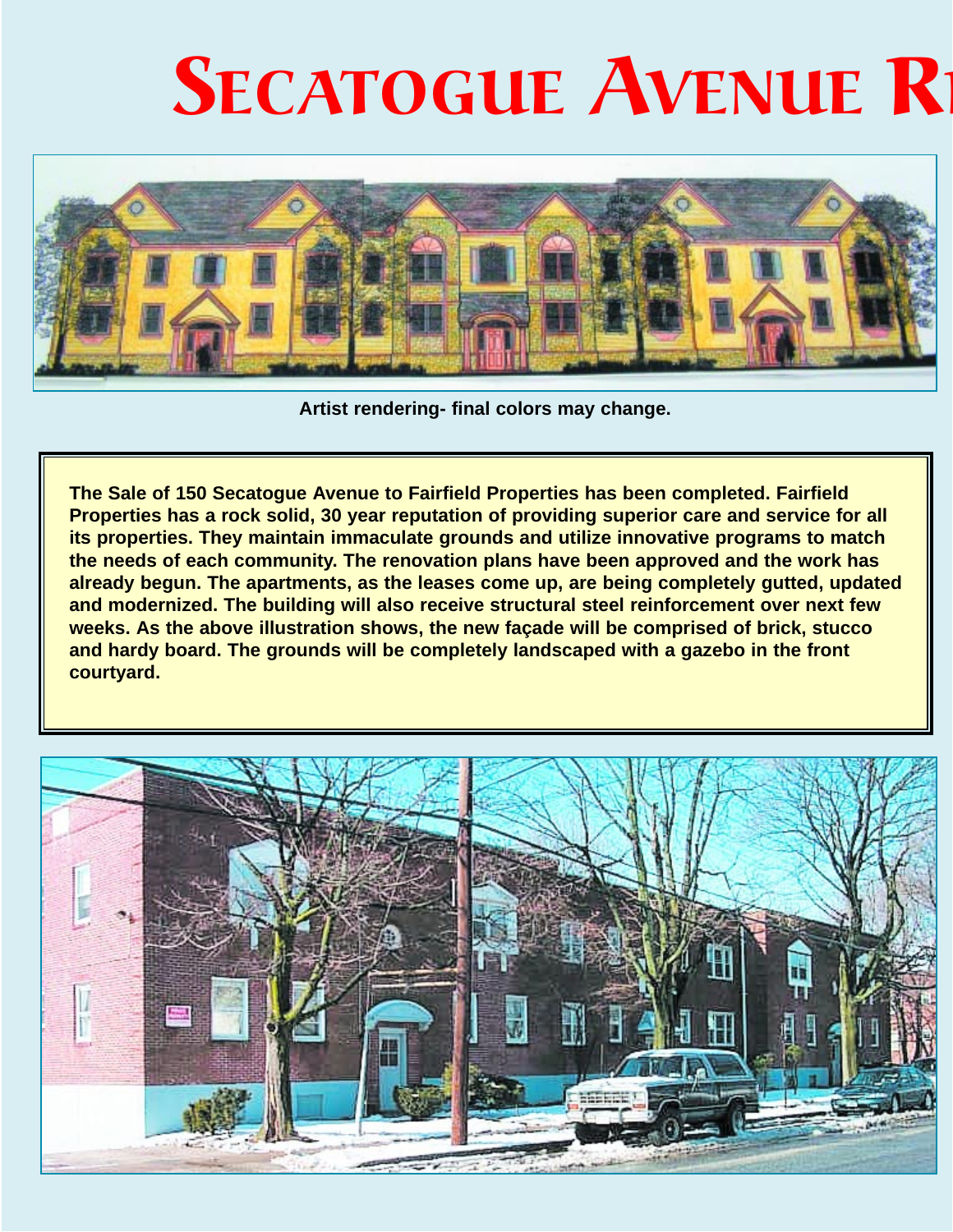# Secatogue Avenue R

Artist rendering- final colors may change.

**The Sale of 150 Secatogue Avenue to Fairfield Properties has been completed. Fairfield Properties has a rock solid, 30 year reputation of providing superior care and service for all its properties. They maintain immaculate grounds and utilize innovative programs to match the needs of each community. The renovation plans have been approved and the work has already begun. The apartments, as the leases come up, are being completely gutted, updated and modernized. The building will also receive structural steel reinforcement over next few weeks. As the above illustration shows, the new façade will be comprised of brick, stucco and hardy board. The grounds will be completely landscaped with a gazebo in the front courtyard.**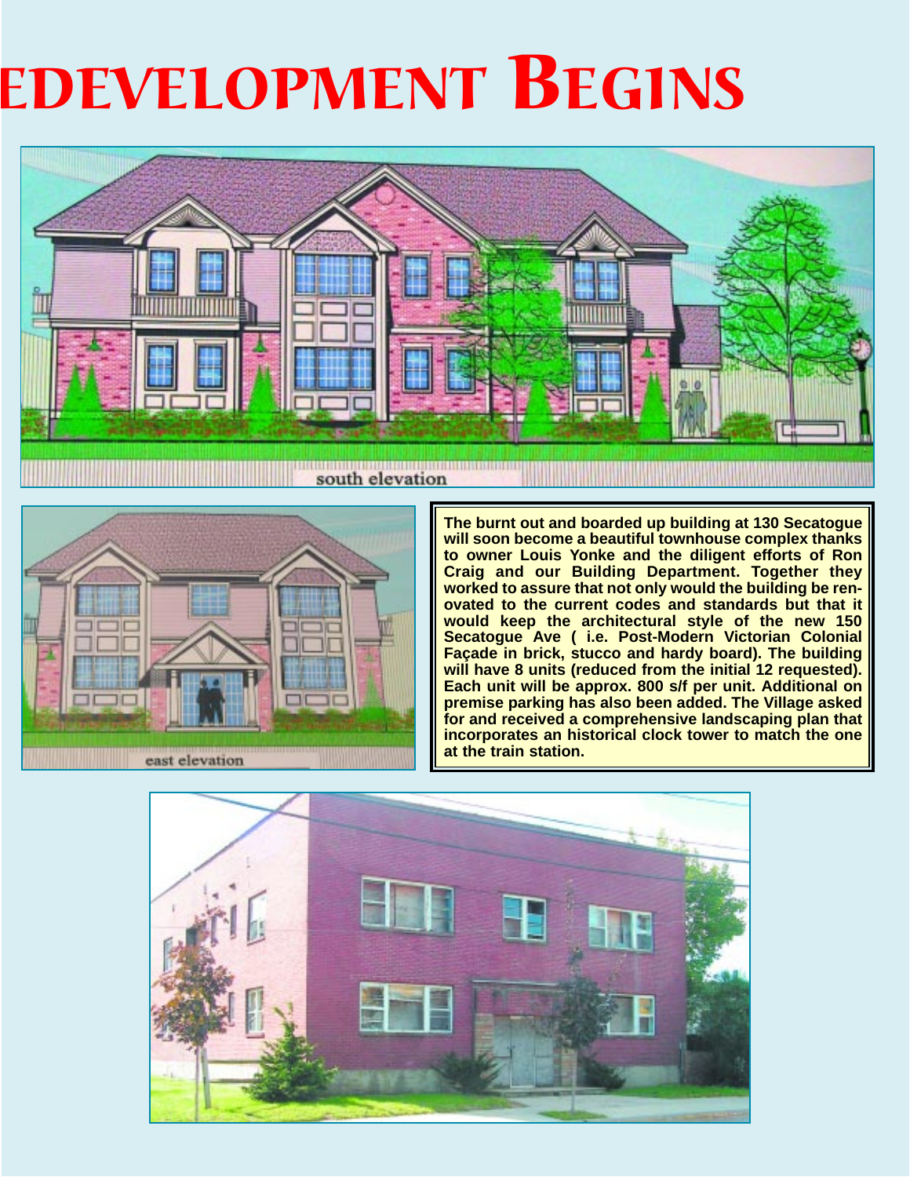# edevelopment Begins

south elevation

east elevation

**The burnt out and boarded up building at 130 Secatogue will soon become a beautiful townhouse complex thanks to owner Louis Yonke and the diligent efforts of Ron Craig and our Building Department. Together they worked to assure that not only would the building be renovated to the current codes and standards but that it would keep the architectural style of the new 150 Secatogue Ave ( i.e. Post-Modern Victorian Colonial Façade in brick, stucco and hardy board). The building will have 8 units (reduced from the initial 12 requested). Each unit will be approx. 800 s/f per unit. Additional on premise parking has also been added. The Village asked for and received a comprehensive landscaping plan that incorporates an historical clock tower to match the one at the train station.**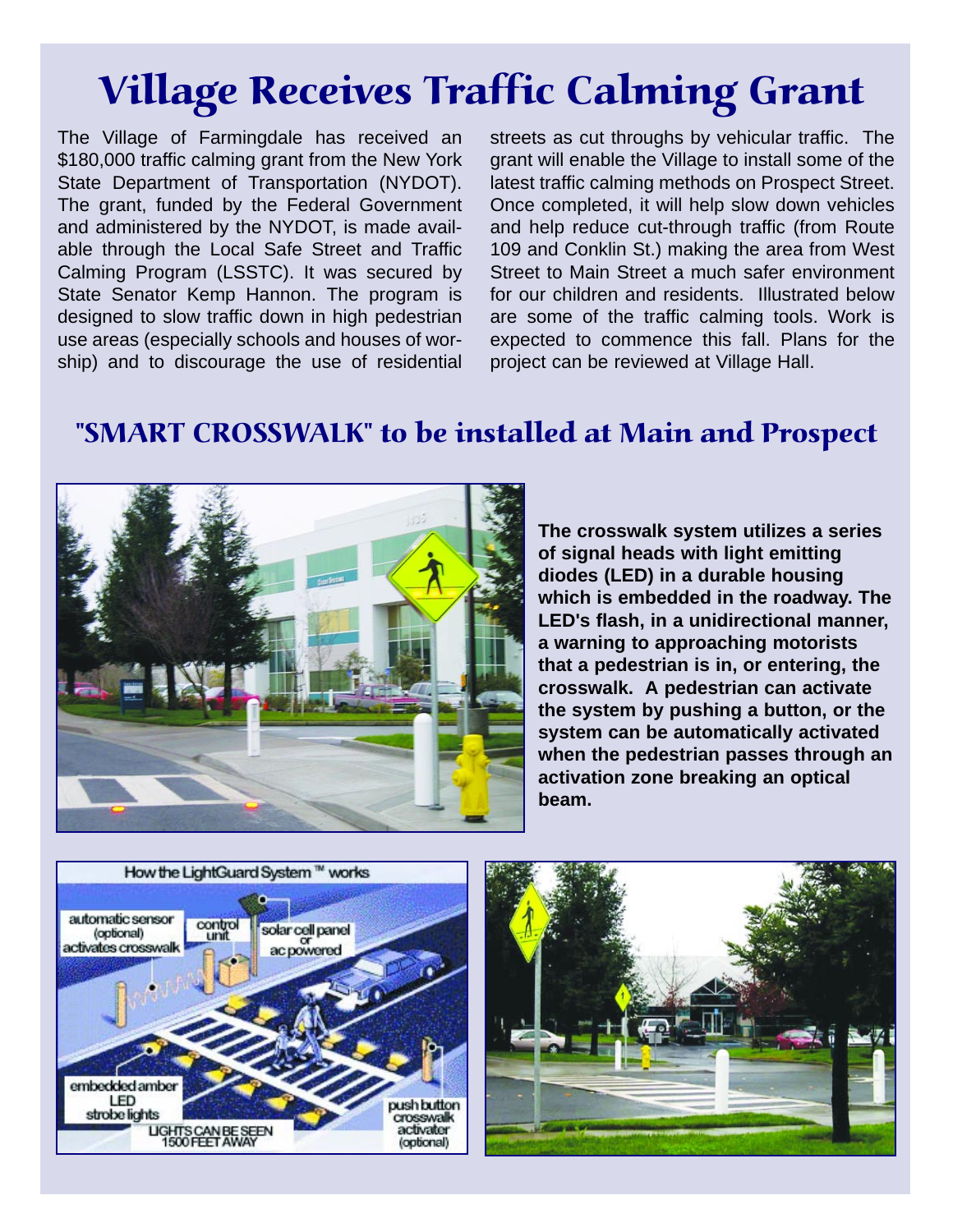# Village Receives Traffic Calming Grant

The Village of Farmingdale has received an $180,000 traffic calming grant from the New York State Department of Transportation (NYDOT). The grant, funded by the Federal Government and administered by the NYDOT, is made available through the Local Safe Street and Traffic Calming Program (LSSTC). It was secured by State Senator Kemp Hannon. The program is designed to slow traffic down in high pedestrian use areas (especially schools and houses of worship) and to discourage the use of residential streets as cut throughs by vehicular traffic. The grant will enable the Village to install some of the latest traffic calming methods on Prospect Street. Once completed, it will help slow down vehicles and help reduce cut-through traffic (from Route 109 and Conklin St.) making the area from West Street to Main Street a much safer environment for our children and residents. Illustrated below are some of the traffic calming tools. Work is expected to commence this fall. Plans for the project can be reviewed at Village Hall.

## "SMART CROSSWALK" to be installed at Main and Prospect

**The crosswalk system utilizes a series of signal heads with light emitting diodes (LED) in a durable housing which is embedded in the roadway. The LED's flash, in a unidirectional manner, a warning to approaching motorists that a pedestrian is in, or entering, the crosswalk. A pedestrian can activate the system by pushing a button, or the system can be automatically activated when the pedestrian passes through an activation zone breaking an optical beam.**

How the LightGuard System ™ works

automatic sensor (optional) activates crosswalk

control unit

solar cell panel or ac powered

embedded amber LED strobe lights

LIGHTS CAN BE SEEN 1500 FEET AWAY

push button crosswalk activater (optional)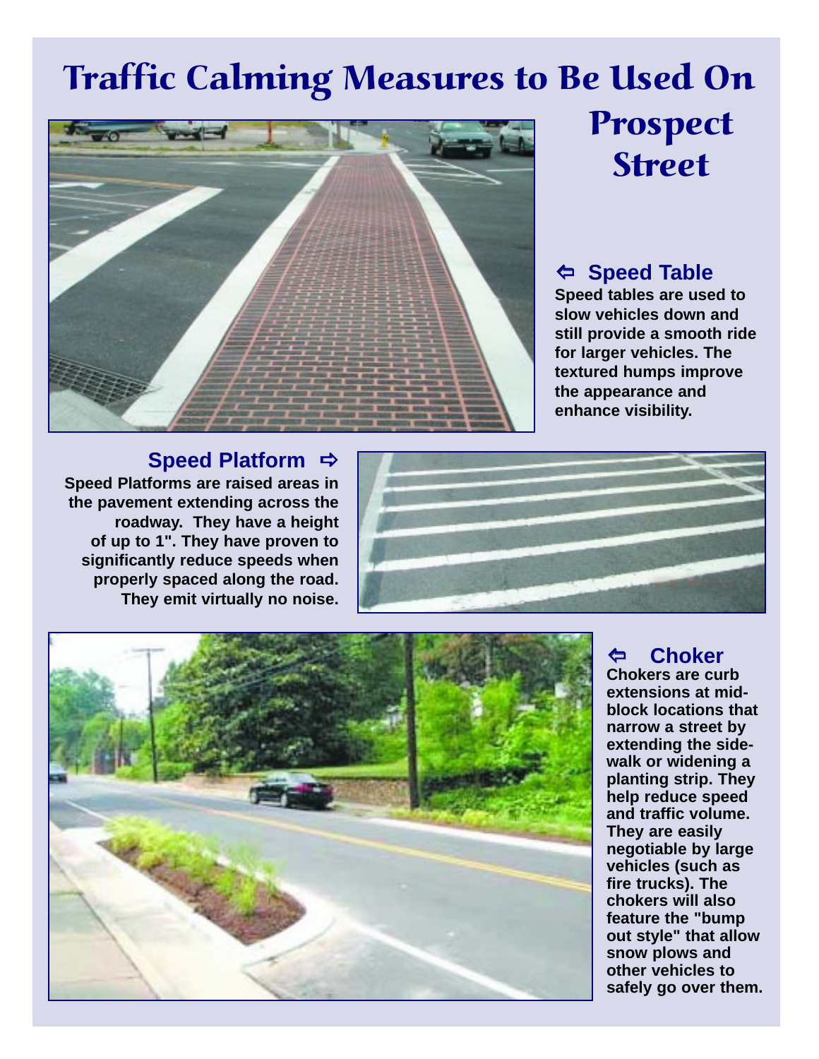# Traffic Calming Measures to Be Used On Prospect Street

## ⇦ Speed Table

**Speed tables are used to slow vehicles down and still provide a smooth ride for larger vehicles. The textured humps improve the appearance and enhance visibility.**

## Speed Platform ⇨

**Speed Platforms are raised areas in the pavement extending across the roadway. They have a height of up to 1". They have proven to significantly reduce speeds when properly spaced along the road. They emit virtually no noise.**

## ⇦ Choker

**Chokers are curb extensions at mid-block locations that narrow a street by extending the side-walk or widening a planting strip. They help reduce speed and traffic volume. They are easily negotiable by large vehicles (such as fire trucks). The chokers will also feature the "bump out style" that allow snow plows and other vehicles to safely go over them.**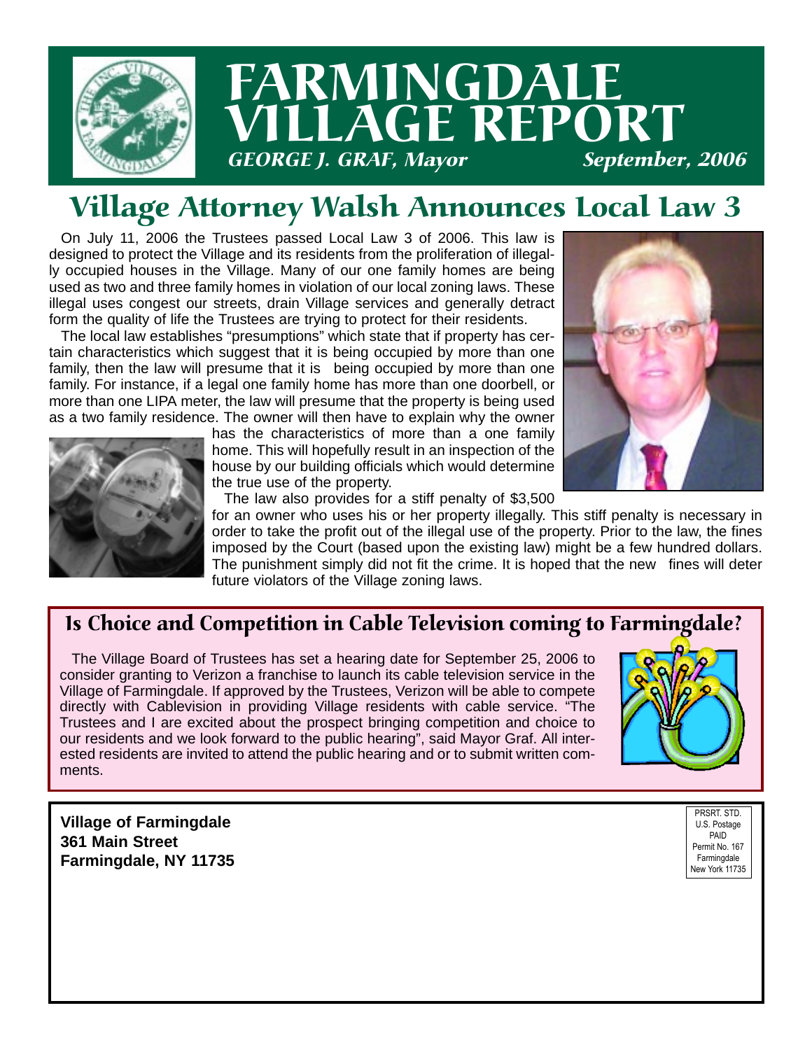# FARMINGDALE VILLAGE REPORT

*GEORGE J. GRAF, Mayor* *September, 2006*

## Village Attorney Walsh Announces Local Law 3

On July 11, 2006 the Trustees passed Local Law 3 of 2006. This law is designed to protect the Village and its residents from the proliferation of illegally occupied houses in the Village. Many of our one family homes are being used as two and three family homes in violation of our local zoning laws. These illegal uses congest our streets, drain Village services and generally detract form the quality of life the Trustees are trying to protect for their residents.

The local law establishes "presumptions" which state that if property has certain characteristics which suggest that it is being occupied by more than one family, then the law will presume that it is being occupied by more than one family. For instance, if a legal one family home has more than one doorbell, or more than one LIPA meter, the law will presume that the property is being used as a two family residence. The owner will then have to explain why the owner has the characteristics of more than a one family home. This will hopefully result in an inspection of the house by our building officials which would determine the true use of the property.

The law also provides for a stiff penalty of $3,500 for an owner who uses his or her property illegally. This stiff penalty is necessary in order to take the profit out of the illegal use of the property. Prior to the law, the fines imposed by the Court (based upon the existing law) might be a few hundred dollars. The punishment simply did not fit the crime. It is hoped that the new fines will deter future violators of the Village zoning laws.

## Is Choice and Competition in Cable Television coming to Farmingdale?

The Village Board of Trustees has set a hearing date for September 25, 2006 to consider granting to Verizon a franchise to launch its cable television service in the Village of Farmingdale. If approved by the Trustees, Verizon will be able to compete directly with Cablevision in providing Village residents with cable service. "The Trustees and I are excited about the prospect bringing competition and choice to our residents and we look forward to the public hearing", said Mayor Graf. All interested residents are invited to attend the public hearing and or to submit written comments.

**Village of Farmingdale**
**361 Main Street**
**Farmingdale, NY 11735**

PRSRT. STD.
U.S. Postage
PAID
Permit No. 167
Farmingdale
New York 11735